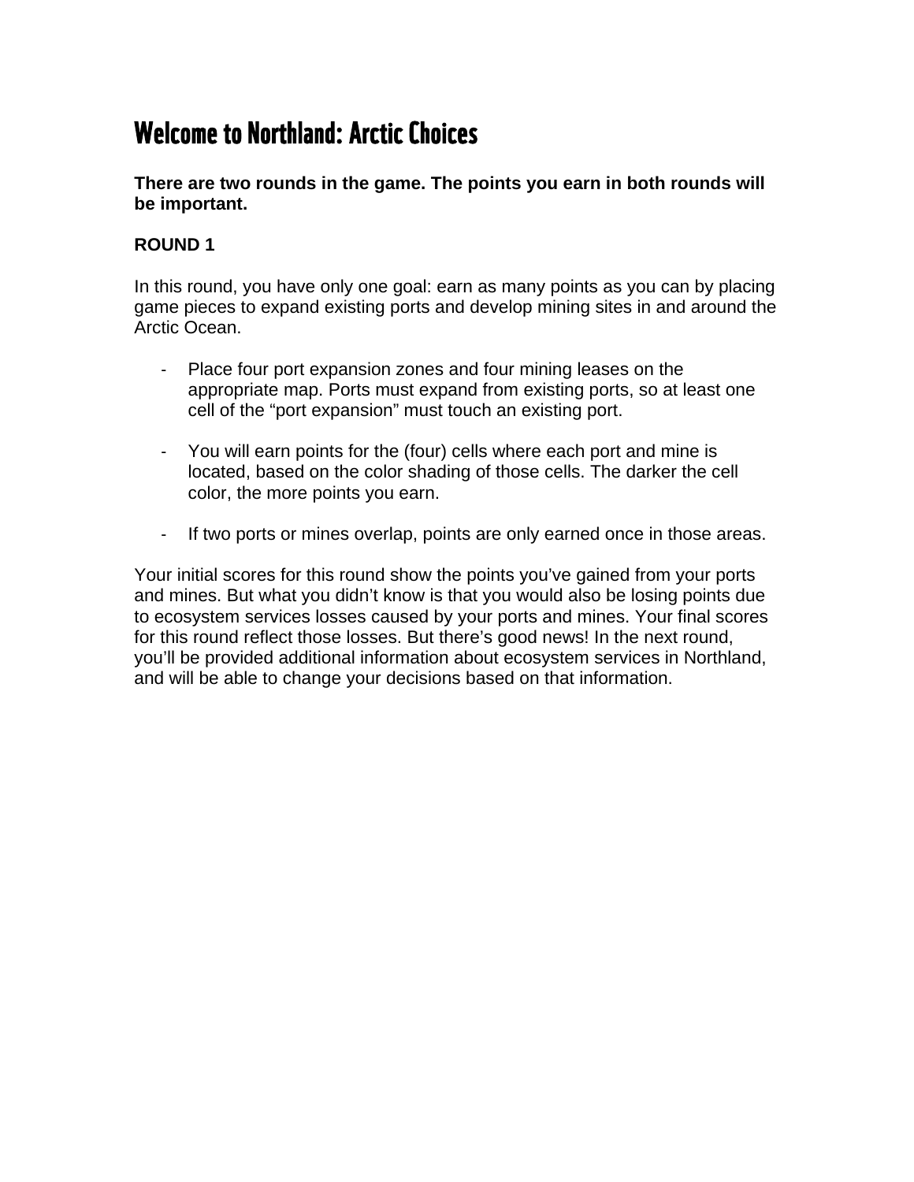# Welcome to Northland: Arctic Choices

**There are two rounds in the game. The points you earn in both rounds will be important.**

**ROUND 1**

In this round, you have only one goal: earn as many points as you can by placing game pieces to expand existing ports and develop mining sites in and around the Arctic Ocean.

- Place four port expansion zones and four mining leases on the appropriate map. Ports must expand from existing ports, so at least one cell of the "port expansion" must touch an existing port.

- You will earn points for the (four) cells where each port and mine is located, based on the color shading of those cells. The darker the cell color, the more points you earn.

- If two ports or mines overlap, points are only earned once in those areas.

Your initial scores for this round show the points you've gained from your ports and mines. But what you didn't know is that you would also be losing points due to ecosystem services losses caused by your ports and mines. Your final scores for this round reflect those losses. But there's good news! In the next round, you'll be provided additional information about ecosystem services in Northland, and will be able to change your decisions based on that information.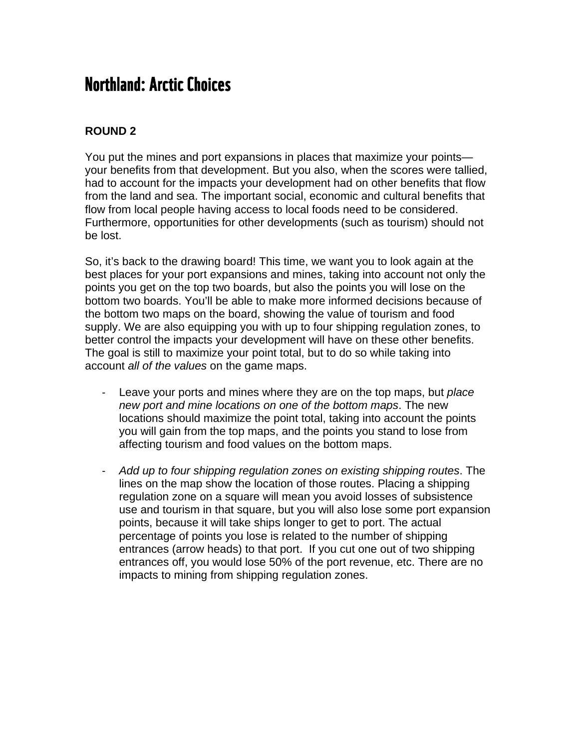# Northland: Arctic Choices

**ROUND 2**

You put the mines and port expansions in places that maximize your points—your benefits from that development. But you also, when the scores were tallied, had to account for the impacts your development had on other benefits that flow from the land and sea. The important social, economic and cultural benefits that flow from local people having access to local foods need to be considered. Furthermore, opportunities for other developments (such as tourism) should not be lost.

So, it's back to the drawing board! This time, we want you to look again at the best places for your port expansions and mines, taking into account not only the points you get on the top two boards, but also the points you will lose on the bottom two boards. You'll be able to make more informed decisions because of the bottom two maps on the board, showing the value of tourism and food supply. We are also equipping you with up to four shipping regulation zones, to better control the impacts your development will have on these other benefits. The goal is still to maximize your point total, but to do so while taking into account *all of the values* on the game maps.

- Leave your ports and mines where they are on the top maps, but *place new port and mine locations on one of the bottom maps*. The new locations should maximize the point total, taking into account the points you will gain from the top maps, and the points you stand to lose from affecting tourism and food values on the bottom maps.

- *Add up to four shipping regulation zones on existing shipping routes*. The lines on the map show the location of those routes. Placing a shipping regulation zone on a square will mean you avoid losses of subsistence use and tourism in that square, but you will also lose some port expansion points, because it will take ships longer to get to port. The actual percentage of points you lose is related to the number of shipping entrances (arrow heads) to that port. If you cut one out of two shipping entrances off, you would lose 50% of the port revenue, etc. There are no impacts to mining from shipping regulation zones.